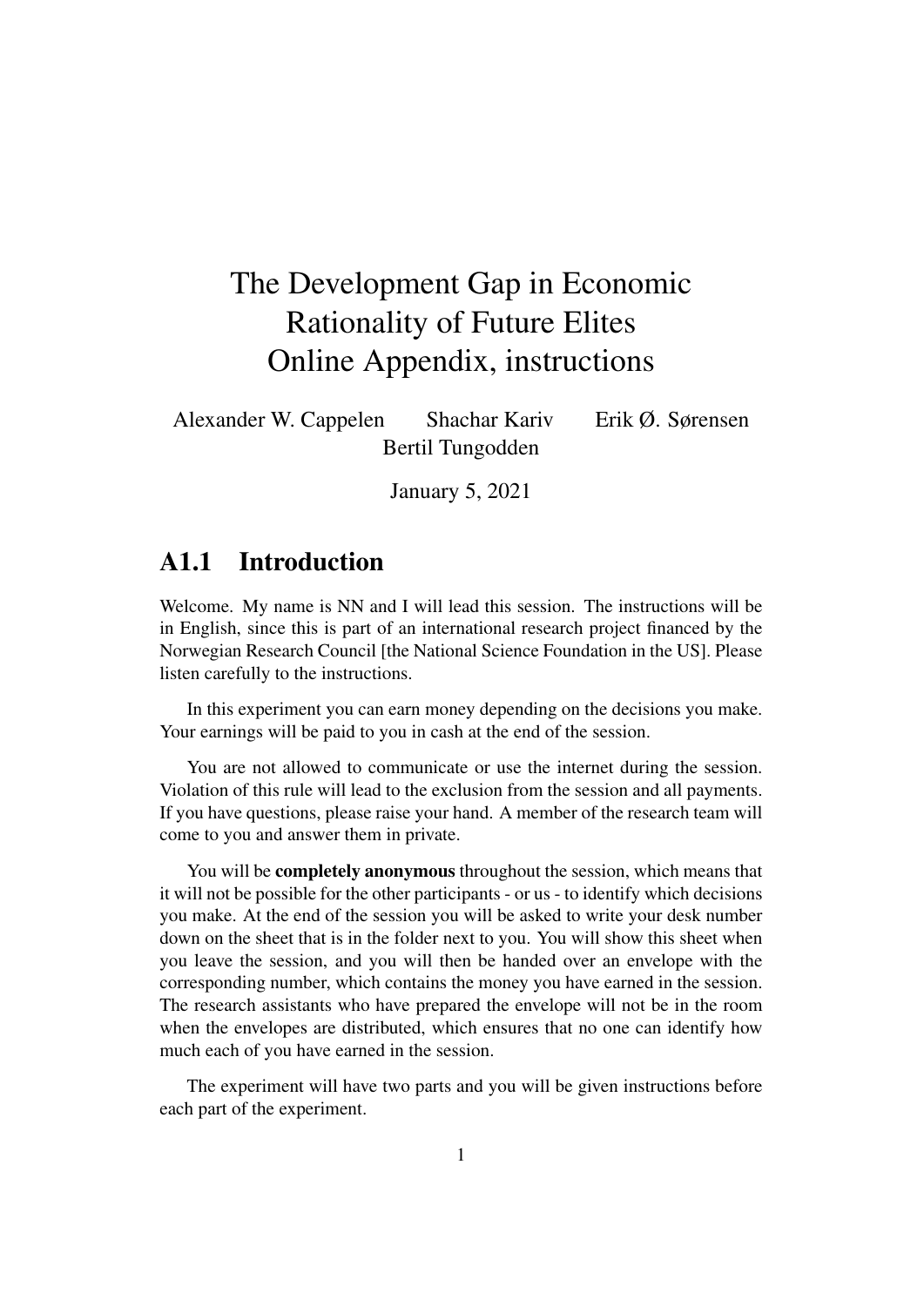# The Development Gap in Economic Rationality of Future Elites
# Online Appendix, instructions

Alexander W. Cappelen Shachar Kariv Erik Ø. Sørensen Bertil Tungodden

January 5, 2021

## A1.1 Introduction

Welcome. My name is NN and I will lead this session. The instructions will be in English, since this is part of an international research project financed by the Norwegian Research Council [the National Science Foundation in the US]. Please listen carefully to the instructions.

In this experiment you can earn money depending on the decisions you make. Your earnings will be paid to you in cash at the end of the session.

You are not allowed to communicate or use the internet during the session. Violation of this rule will lead to the exclusion from the session and all payments. If you have questions, please raise your hand. A member of the research team will come to you and answer them in private.

You will be **completely anonymous** throughout the session, which means that it will not be possible for the other participants - or us - to identify which decisions you make. At the end of the session you will be asked to write your desk number down on the sheet that is in the folder next to you. You will show this sheet when you leave the session, and you will then be handed over an envelope with the corresponding number, which contains the money you have earned in the session. The research assistants who have prepared the envelope will not be in the room when the envelopes are distributed, which ensures that no one can identify how much each of you have earned in the session.

The experiment will have two parts and you will be given instructions before each part of the experiment.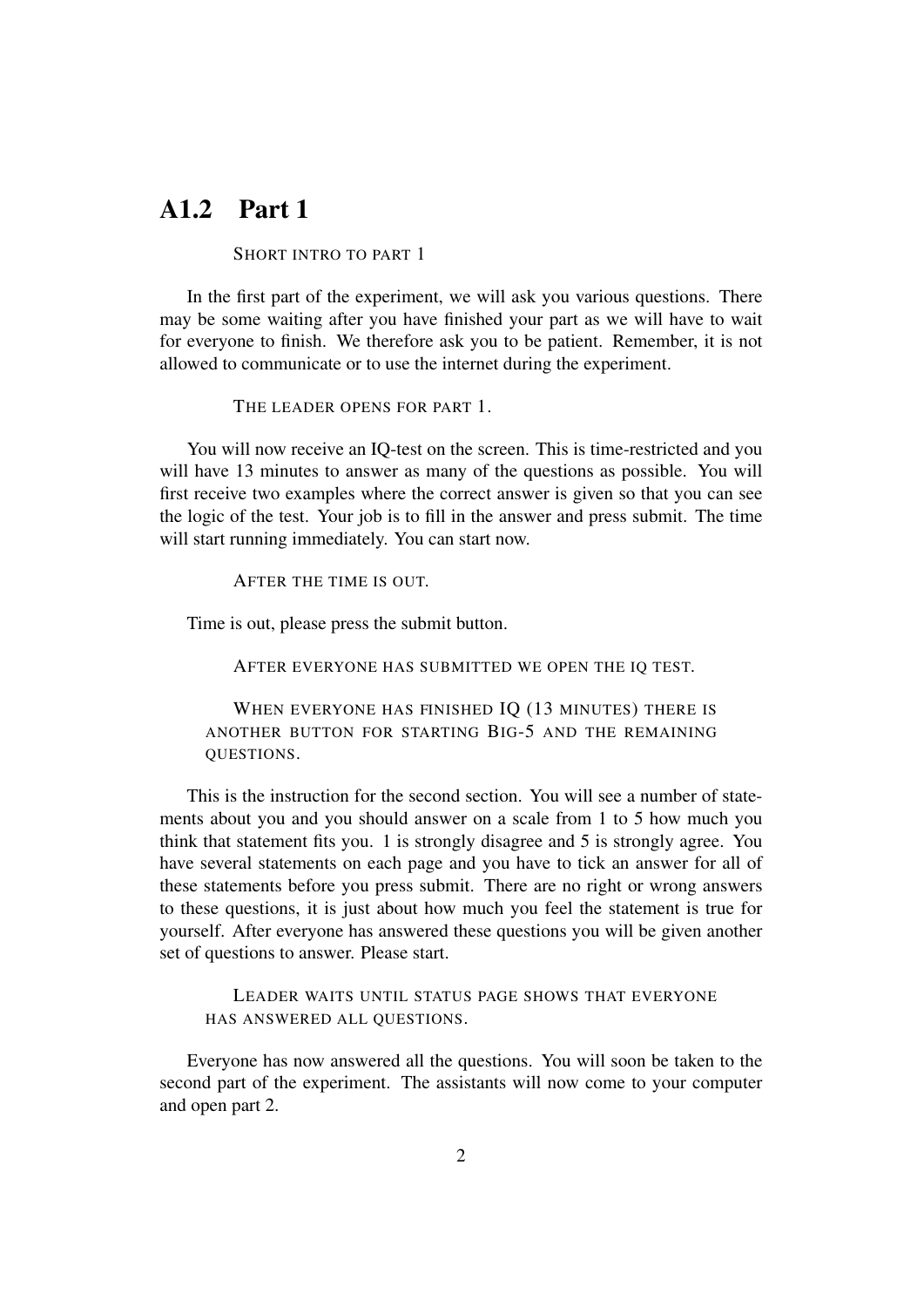## A1.2 Part 1

SHORT INTRO TO PART 1

In the first part of the experiment, we will ask you various questions. There may be some waiting after you have finished your part as we will have to wait for everyone to finish. We therefore ask you to be patient. Remember, it is not allowed to communicate or to use the internet during the experiment.

THE LEADER OPENS FOR PART 1.

You will now receive an IQ-test on the screen. This is time-restricted and you will have 13 minutes to answer as many of the questions as possible. You will first receive two examples where the correct answer is given so that you can see the logic of the test. Your job is to fill in the answer and press submit. The time will start running immediately. You can start now.

AFTER THE TIME IS OUT.

Time is out, please press the submit button.

AFTER EVERYONE HAS SUBMITTED WE OPEN THE IQ TEST.

WHEN EVERYONE HAS FINISHED IQ (13 MINUTES) THERE IS ANOTHER BUTTON FOR STARTING BIG-5 AND THE REMAINING QUESTIONS.

This is the instruction for the second section. You will see a number of statements about you and you should answer on a scale from 1 to 5 how much you think that statement fits you. 1 is strongly disagree and 5 is strongly agree. You have several statements on each page and you have to tick an answer for all of these statements before you press submit. There are no right or wrong answers to these questions, it is just about how much you feel the statement is true for yourself. After everyone has answered these questions you will be given another set of questions to answer. Please start.

LEADER WAITS UNTIL STATUS PAGE SHOWS THAT EVERYONE HAS ANSWERED ALL QUESTIONS.

Everyone has now answered all the questions. You will soon be taken to the second part of the experiment. The assistants will now come to your computer and open part 2.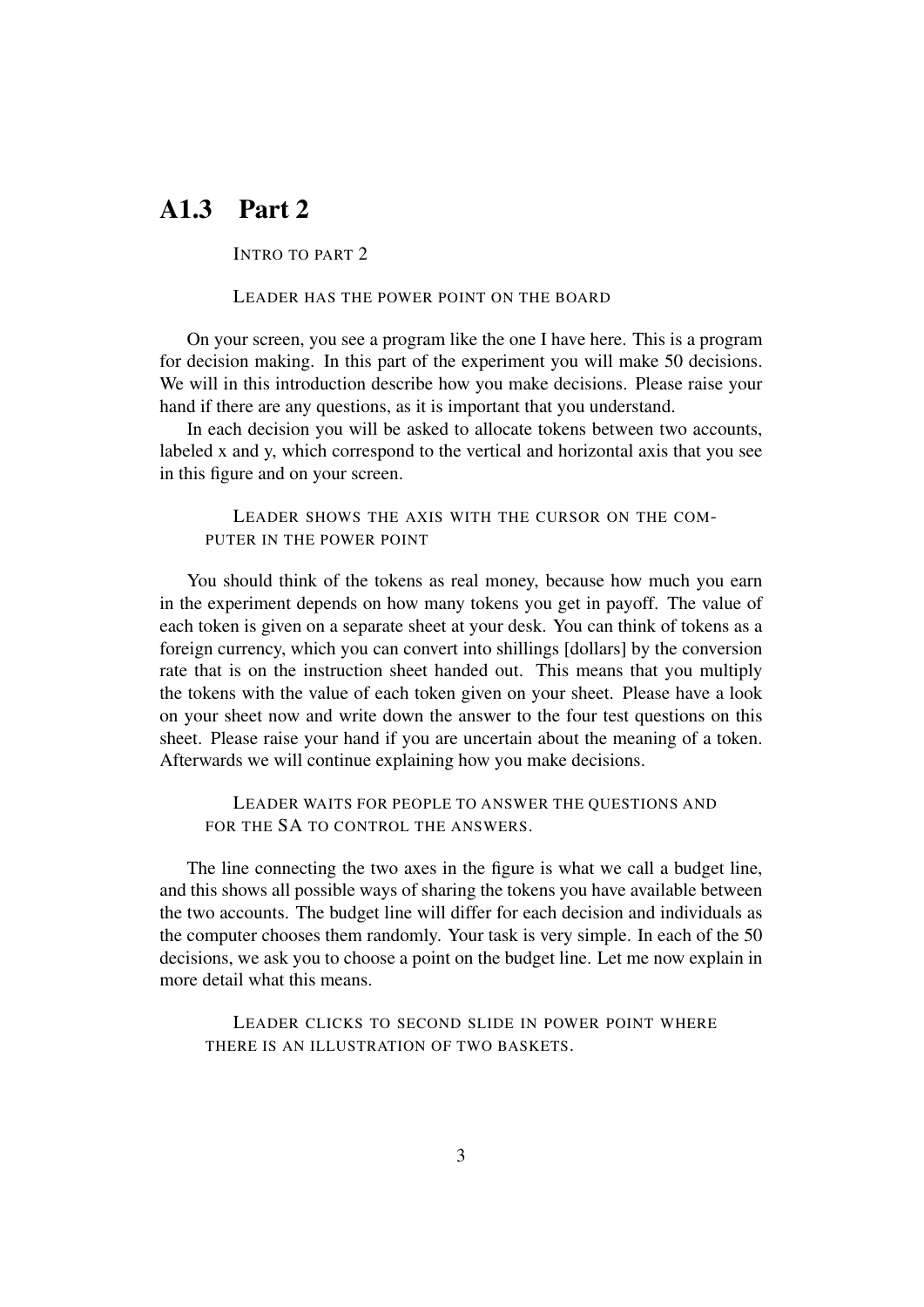## A1.3 Part 2

INTRO TO PART 2

LEADER HAS THE POWER POINT ON THE BOARD

On your screen, you see a program like the one I have here. This is a program for decision making. In this part of the experiment you will make 50 decisions. We will in this introduction describe how you make decisions. Please raise your hand if there are any questions, as it is important that you understand.

In each decision you will be asked to allocate tokens between two accounts, labeled x and y, which correspond to the vertical and horizontal axis that you see in this figure and on your screen.

> LEADER SHOWS THE AXIS WITH THE CURSOR ON THE COMPUTER IN THE POWER POINT

You should think of the tokens as real money, because how much you earn in the experiment depends on how many tokens you get in payoff. The value of each token is given on a separate sheet at your desk. You can think of tokens as a foreign currency, which you can convert into shillings [dollars] by the conversion rate that is on the instruction sheet handed out. This means that you multiply the tokens with the value of each token given on your sheet. Please have a look on your sheet now and write down the answer to the four test questions on this sheet. Please raise your hand if you are uncertain about the meaning of a token. Afterwards we will continue explaining how you make decisions.

> LEADER WAITS FOR PEOPLE TO ANSWER THE QUESTIONS AND FOR THE SA TO CONTROL THE ANSWERS.

The line connecting the two axes in the figure is what we call a budget line, and this shows all possible ways of sharing the tokens you have available between the two accounts. The budget line will differ for each decision and individuals as the computer chooses them randomly. Your task is very simple. In each of the 50 decisions, we ask you to choose a point on the budget line. Let me now explain in more detail what this means.

> LEADER CLICKS TO SECOND SLIDE IN POWER POINT WHERE THERE IS AN ILLUSTRATION OF TWO BASKETS.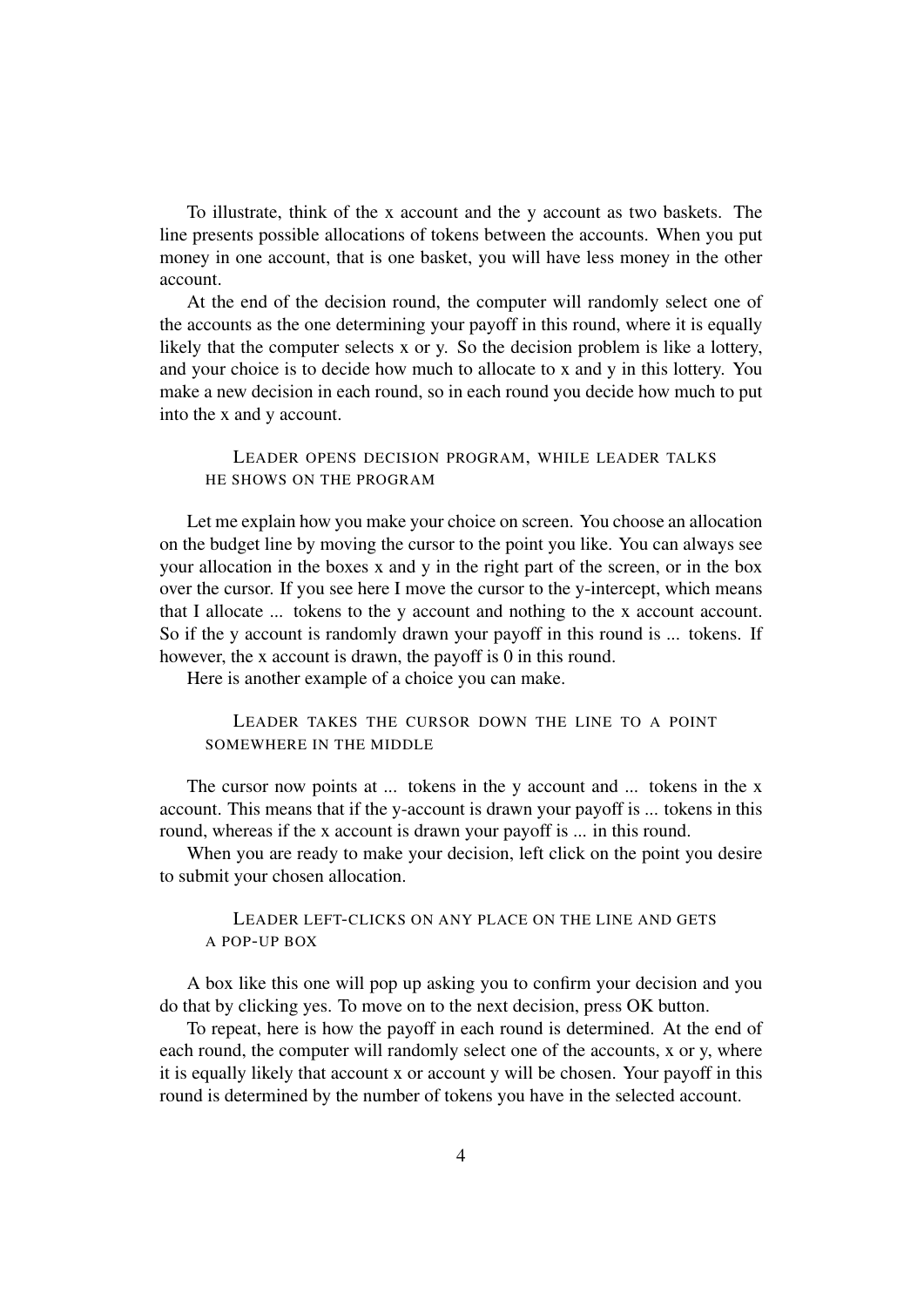To illustrate, think of the x account and the y account as two baskets. The line presents possible allocations of tokens between the accounts. When you put money in one account, that is one basket, you will have less money in the other account.

At the end of the decision round, the computer will randomly select one of the accounts as the one determining your payoff in this round, where it is equally likely that the computer selects x or y. So the decision problem is like a lottery, and your choice is to decide how much to allocate to x and y in this lottery. You make a new decision in each round, so in each round you decide how much to put into the x and y account.

> LEADER OPENS DECISION PROGRAM, WHILE LEADER TALKS HE SHOWS ON THE PROGRAM

Let me explain how you make your choice on screen. You choose an allocation on the budget line by moving the cursor to the point you like. You can always see your allocation in the boxes x and y in the right part of the screen, or in the box over the cursor. If you see here I move the cursor to the y-intercept, which means that I allocate ... tokens to the y account and nothing to the x account account. So if the y account is randomly drawn your payoff in this round is ... tokens. If however, the x account is drawn, the payoff is 0 in this round.

Here is another example of a choice you can make.

> LEADER TAKES THE CURSOR DOWN THE LINE TO A POINT SOMEWHERE IN THE MIDDLE

The cursor now points at ... tokens in the y account and ... tokens in the x account. This means that if the y-account is drawn your payoff is ... tokens in this round, whereas if the x account is drawn your payoff is ... in this round.

When you are ready to make your decision, left click on the point you desire to submit your chosen allocation.

> LEADER LEFT-CLICKS ON ANY PLACE ON THE LINE AND GETS A POP-UP BOX

A box like this one will pop up asking you to confirm your decision and you do that by clicking yes. To move on to the next decision, press OK button.

To repeat, here is how the payoff in each round is determined. At the end of each round, the computer will randomly select one of the accounts, x or y, where it is equally likely that account x or account y will be chosen. Your payoff in this round is determined by the number of tokens you have in the selected account.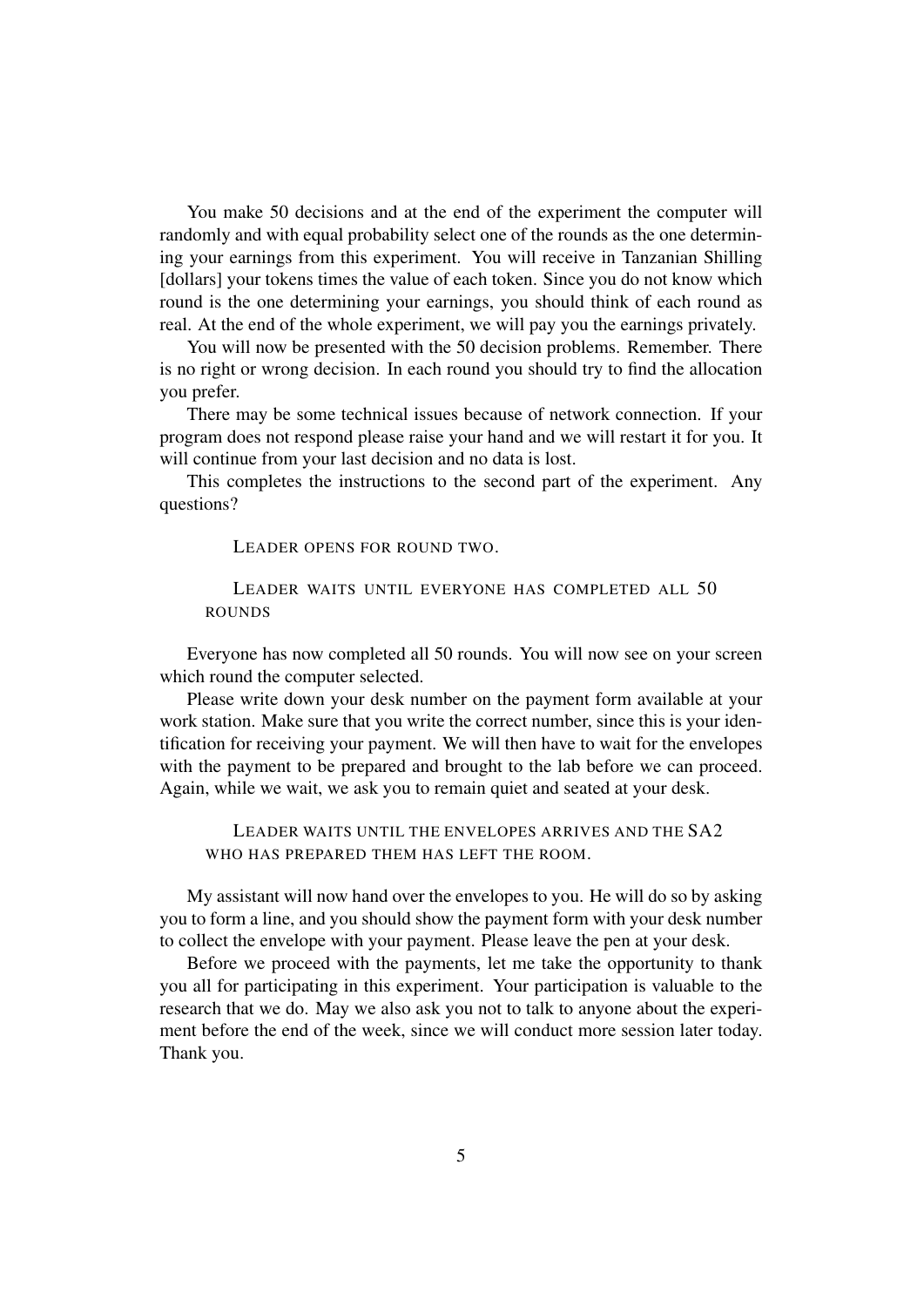You make 50 decisions and at the end of the experiment the computer will randomly and with equal probability select one of the rounds as the one determining your earnings from this experiment. You will receive in Tanzanian Shilling [dollars] your tokens times the value of each token. Since you do not know which round is the one determining your earnings, you should think of each round as real. At the end of the whole experiment, we will pay you the earnings privately.

You will now be presented with the 50 decision problems. Remember. There is no right or wrong decision. In each round you should try to find the allocation you prefer.

There may be some technical issues because of network connection. If your program does not respond please raise your hand and we will restart it for you. It will continue from your last decision and no data is lost.

This completes the instructions to the second part of the experiment. Any questions?

> LEADER OPENS FOR ROUND TWO.
>
> LEADER WAITS UNTIL EVERYONE HAS COMPLETED ALL 50 ROUNDS

Everyone has now completed all 50 rounds. You will now see on your screen which round the computer selected.

Please write down your desk number on the payment form available at your work station. Make sure that you write the correct number, since this is your identification for receiving your payment. We will then have to wait for the envelopes with the payment to be prepared and brought to the lab before we can proceed. Again, while we wait, we ask you to remain quiet and seated at your desk.

> LEADER WAITS UNTIL THE ENVELOPES ARRIVES AND THE SA2 WHO HAS PREPARED THEM HAS LEFT THE ROOM.

My assistant will now hand over the envelopes to you. He will do so by asking you to form a line, and you should show the payment form with your desk number to collect the envelope with your payment. Please leave the pen at your desk.

Before we proceed with the payments, let me take the opportunity to thank you all for participating in this experiment. Your participation is valuable to the research that we do. May we also ask you not to talk to anyone about the experiment before the end of the week, since we will conduct more session later today. Thank you.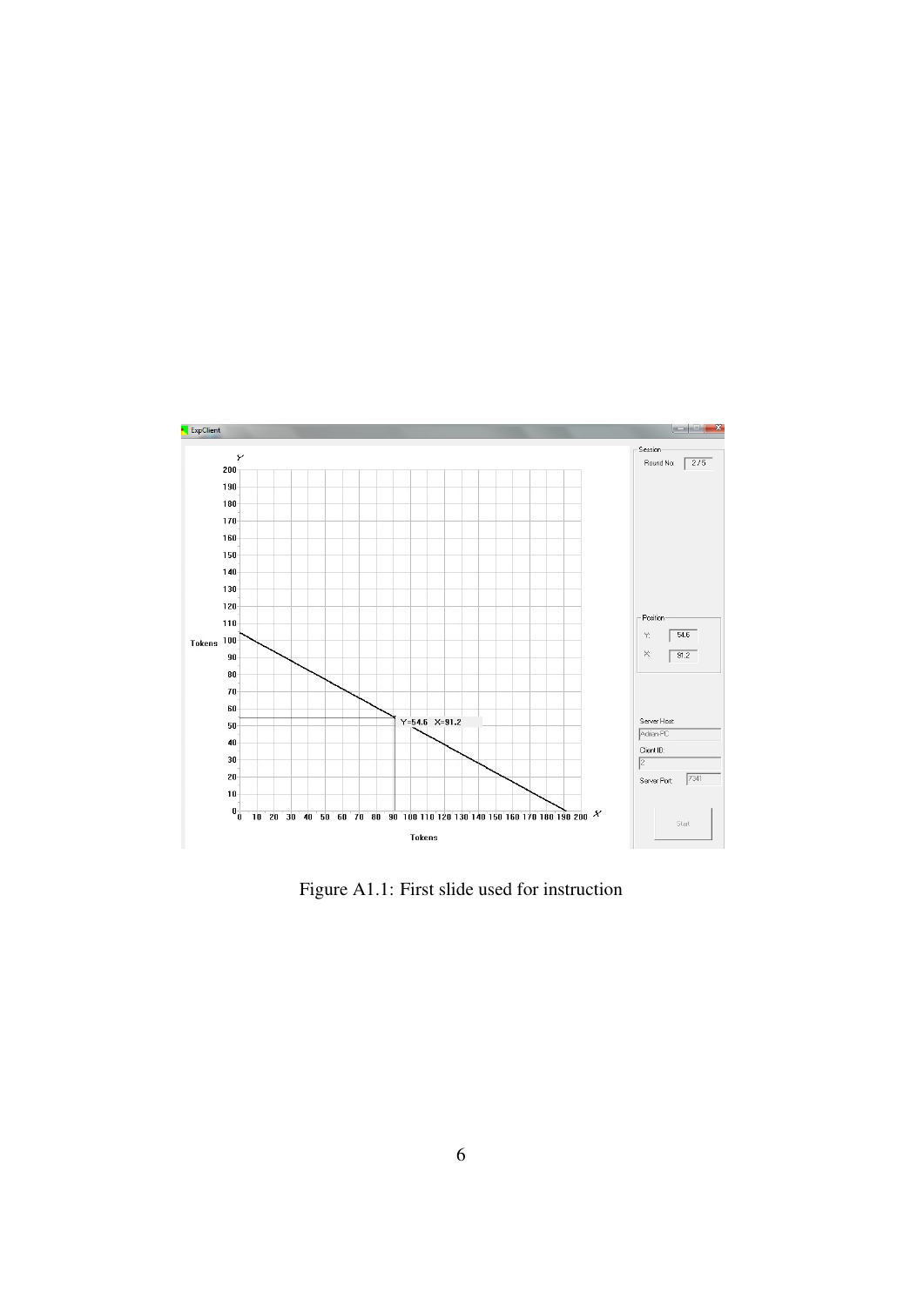Figure A1.1: First slide used for instruction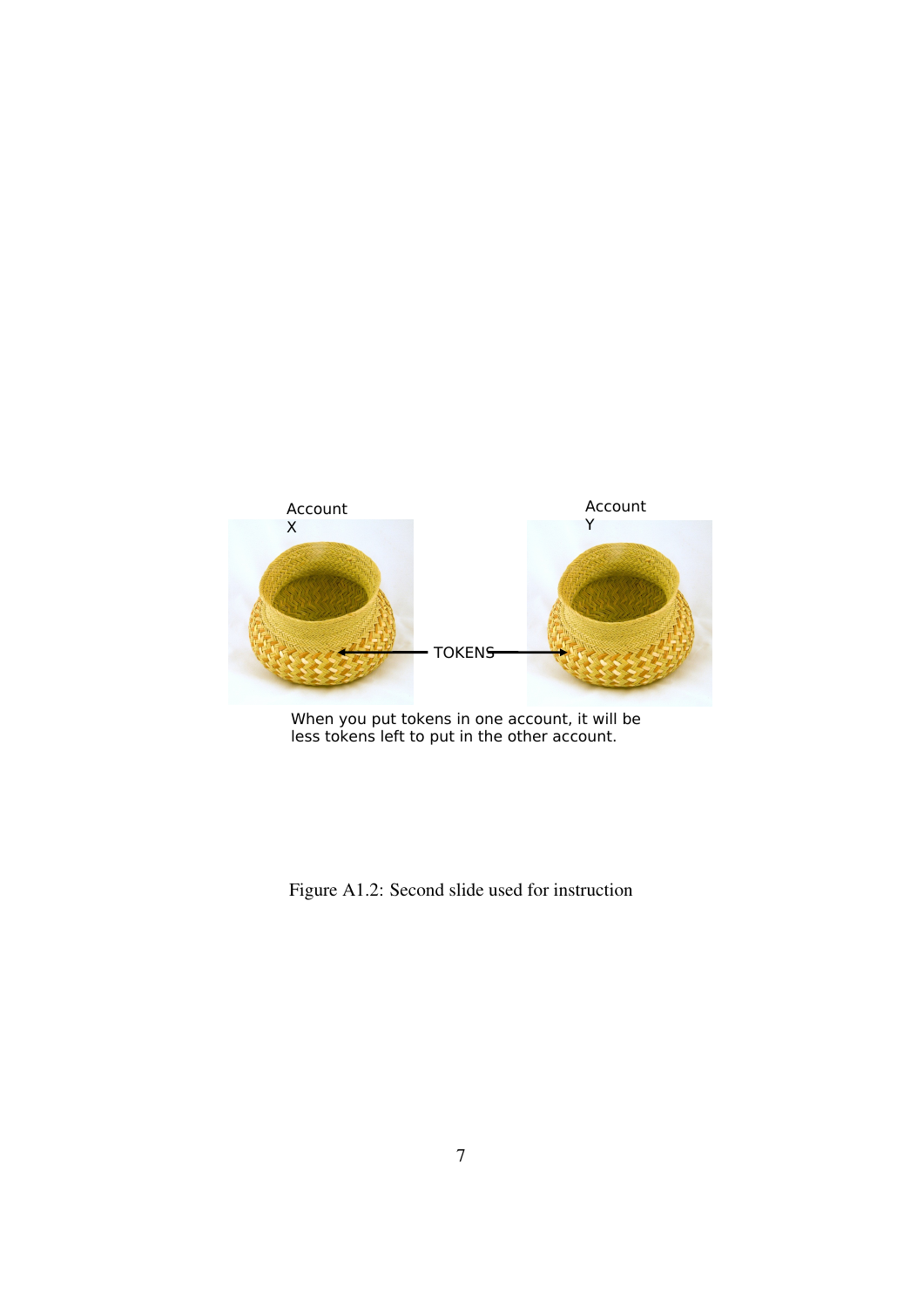Account X

Account Y

TOKENS

When you put tokens in one account, it will be less tokens left to put in the other account.

Figure A1.2: Second slide used for instruction